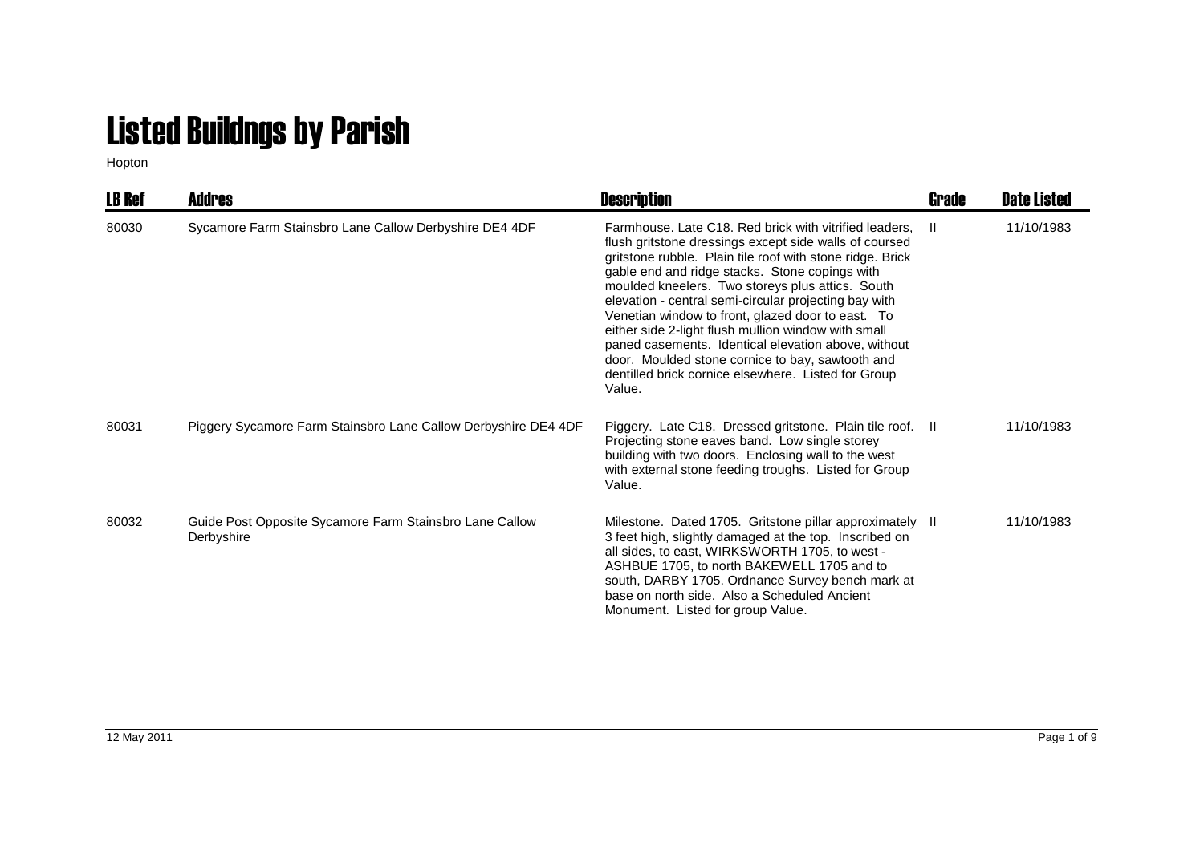# Listed Buildngs by Parish

Hopton

| LB Ref | Addres | Description | Grade | Date Listed |
|---|---|---|---|---|
| 80030 | Sycamore Farm Stainsbro Lane Callow Derbyshire DE4 4DF | Farmhouse. Late C18. Red brick with vitrified leaders, flush gritstone dressings except side walls of coursed gritstone rubble. Plain tile roof with stone ridge. Brick gable end and ridge stacks. Stone copings with moulded kneelers. Two storeys plus attics. South elevation - central semi-circular projecting bay with Venetian window to front, glazed door to east. To either side 2-light flush mullion window with small paned casements. Identical elevation above, without door. Moulded stone cornice to bay, sawtooth and dentilled brick cornice elsewhere. Listed for Group Value. | II | 11/10/1983 |
| 80031 | Piggery Sycamore Farm Stainsbro Lane Callow Derbyshire DE4 4DF | Piggery. Late C18. Dressed gritstone. Plain tile roof. Projecting stone eaves band. Low single storey building with two doors. Enclosing wall to the west with external stone feeding troughs. Listed for Group Value. | II | 11/10/1983 |
| 80032 | Guide Post Opposite Sycamore Farm Stainsbro Lane Callow Derbyshire | Milestone. Dated 1705. Gritstone pillar approximately 3 feet high, slightly damaged at the top. Inscribed on all sides, to east, WIRKSWORTH 1705, to west - ASHBUE 1705, to north BAKEWELL 1705 and to south, DARBY 1705. Ordnance Survey bench mark at base on north side. Also a Scheduled Ancient Monument. Listed for group Value. | II | 11/10/1983 |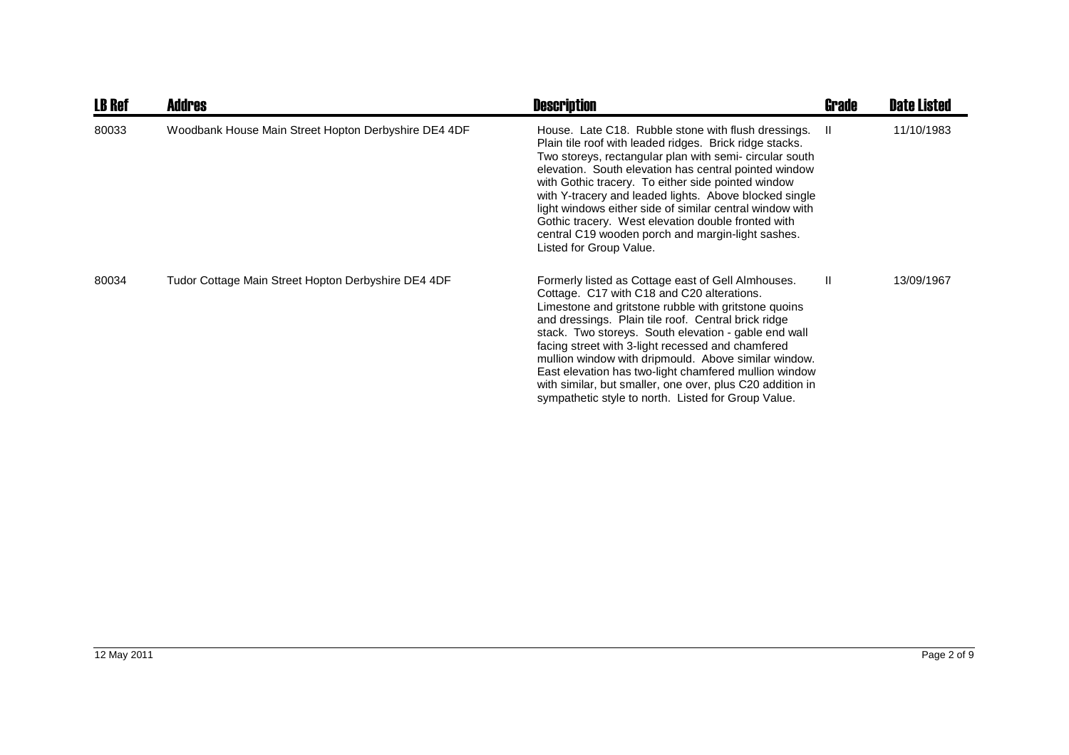| LB Ref | Addres | Description | Grade | Date Listed |
|---|---|---|---|---|
| 80033 | Woodbank House Main Street Hopton Derbyshire DE4 4DF | House. Late C18. Rubble stone with flush dressings. Plain tile roof with leaded ridges. Brick ridge stacks. Two storeys, rectangular plan with semi- circular south elevation. South elevation has central pointed window with Gothic tracery. To either side pointed window with Y-tracery and leaded lights. Above blocked single light windows either side of similar central window with Gothic tracery. West elevation double fronted with central C19 wooden porch and margin-light sashes. Listed for Group Value. | II | 11/10/1983 |
| 80034 | Tudor Cottage Main Street Hopton Derbyshire DE4 4DF | Formerly listed as Cottage east of Gell Almhouses. Cottage. C17 with C18 and C20 alterations. Limestone and gritstone rubble with gritstone quoins and dressings. Plain tile roof. Central brick ridge stack. Two storeys. South elevation - gable end wall facing street with 3-light recessed and chamfered mullion window with dripmould. Above similar window. East elevation has two-light chamfered mullion window with similar, but smaller, one over, plus C20 addition in sympathetic style to north. Listed for Group Value. | II | 13/09/1967 |

12 May 2011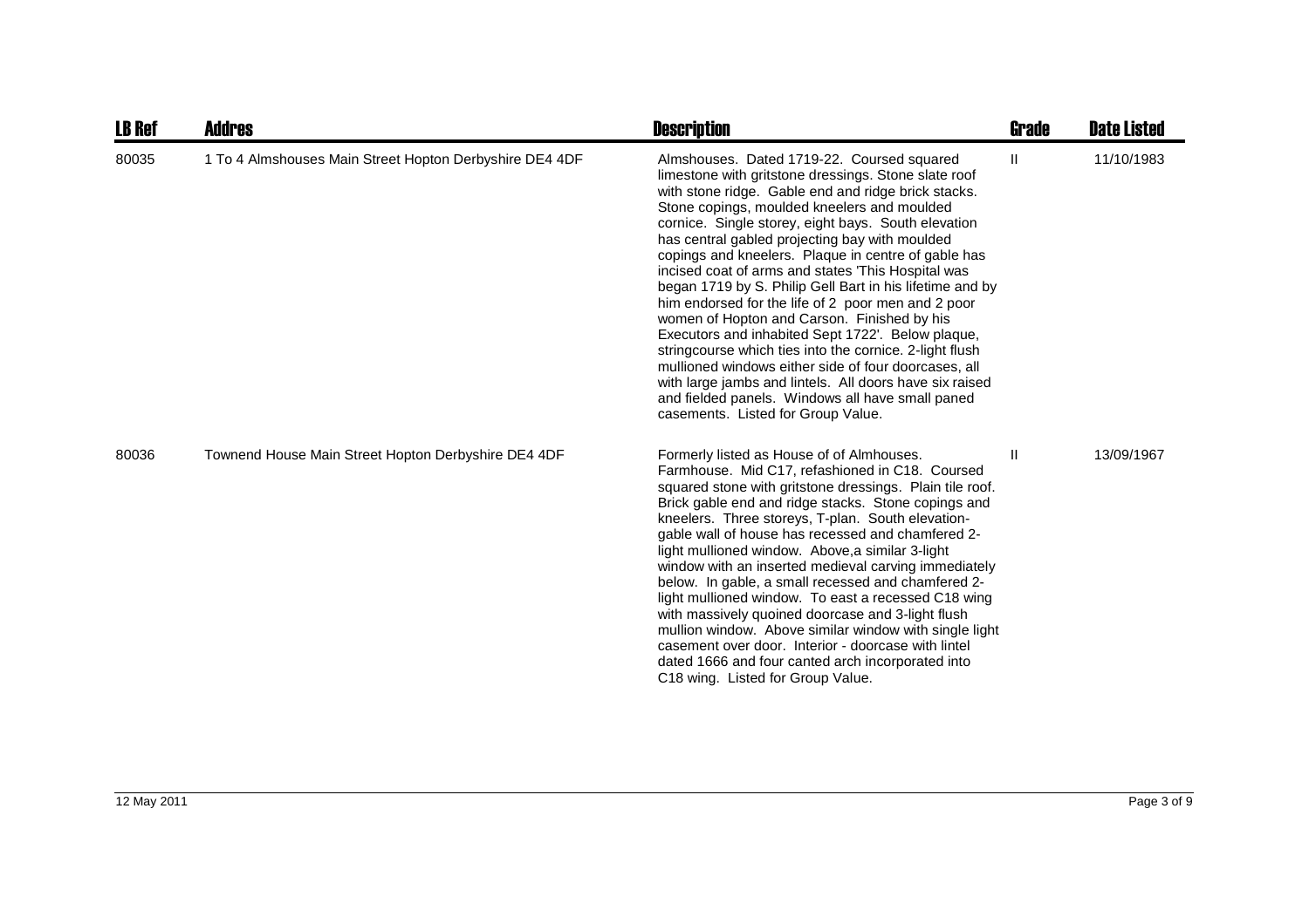| LB Ref | Addres | Description | Grade | Date Listed |
|---|---|---|---|---|
| 80035 | 1 To 4 Almshouses Main Street Hopton Derbyshire DE4 4DF | Almshouses. Dated 1719-22. Coursed squared limestone with gritstone dressings. Stone slate roof with stone ridge. Gable end and ridge brick stacks. Stone copings, moulded kneelers and moulded cornice. Single storey, eight bays. South elevation has central gabled projecting bay with moulded copings and kneelers. Plaque in centre of gable has incised coat of arms and states 'This Hospital was began 1719 by S. Philip Gell Bart in his lifetime and by him endorsed for the life of 2 poor men and 2 poor women of Hopton and Carson. Finished by his Executors and inhabited Sept 1722'. Below plaque, stringcourse which ties into the cornice. 2-light flush mullioned windows either side of four doorcases, all with large jambs and lintels. All doors have six raised and fielded panels. Windows all have small paned casements. Listed for Group Value. | II | 11/10/1983 |
| 80036 | Townend House Main Street Hopton Derbyshire DE4 4DF | Formerly listed as House of of Almhouses. Farmhouse. Mid C17, refashioned in C18. Coursed squared stone with gritstone dressings. Plain tile roof. Brick gable end and ridge stacks. Stone copings and kneelers. Three storeys, T-plan. South elevation-gable wall of house has recessed and chamfered 2-light mullioned window. Above,a similar 3-light window with an inserted medieval carving immediately below. In gable, a small recessed and chamfered 2-light mullioned window. To east a recessed C18 wing with massively quoined doorcase and 3-light flush mullion window. Above similar window with single light casement over door. Interior - doorcase with lintel dated 1666 and four canted arch incorporated into C18 wing. Listed for Group Value. | II | 13/09/1967 |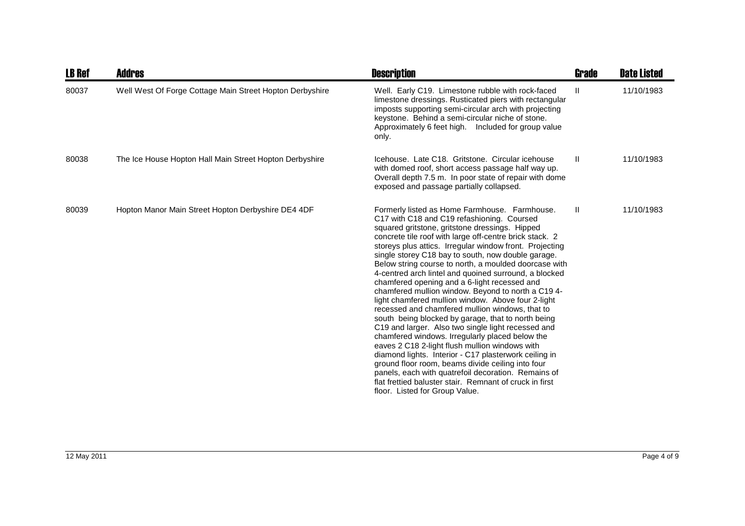| LB Ref | Addres | Description | Grade | Date Listed |
|---|---|---|---|---|
| 80037 | Well West Of Forge Cottage Main Street Hopton Derbyshire | Well. Early C19. Limestone rubble with rock-faced limestone dressings. Rusticated piers with rectangular imposts supporting semi-circular arch with projecting keystone. Behind a semi-circular niche of stone. Approximately 6 feet high. Included for group value only. | II | 11/10/1983 |
| 80038 | The Ice House Hopton Hall Main Street Hopton Derbyshire | Icehouse. Late C18. Gritstone. Circular icehouse with domed roof, short access passage half way up. Overall depth 7.5 m. In poor state of repair with dome exposed and passage partially collapsed. | II | 11/10/1983 |
| 80039 | Hopton Manor Main Street Hopton Derbyshire DE4 4DF | Formerly listed as Home Farmhouse. Farmhouse. C17 with C18 and C19 refashioning. Coursed squared gritstone, gritstone dressings. Hipped concrete tile roof with large off-centre brick stack. 2 storeys plus attics. Irregular window front. Projecting single storey C18 bay to south, now double garage. Below string course to north, a moulded doorcase with 4-centred arch lintel and quoined surround, a blocked chamfered opening and a 6-light recessed and chamfered mullion window. Beyond to north a C19 4-light chamfered mullion window. Above four 2-light recessed and chamfered mullion windows, that to south being blocked by garage, that to north being C19 and larger. Also two single light recessed and chamfered windows. Irregularly placed below the eaves 2 C18 2-light flush mullion windows with diamond lights. Interior - C17 plasterwork ceiling in ground floor room, beams divide ceiling into four panels, each with quatrefoil decoration. Remains of flat frettied baluster stair. Remnant of cruck in first floor. Listed for Group Value. | II | 11/10/1983 |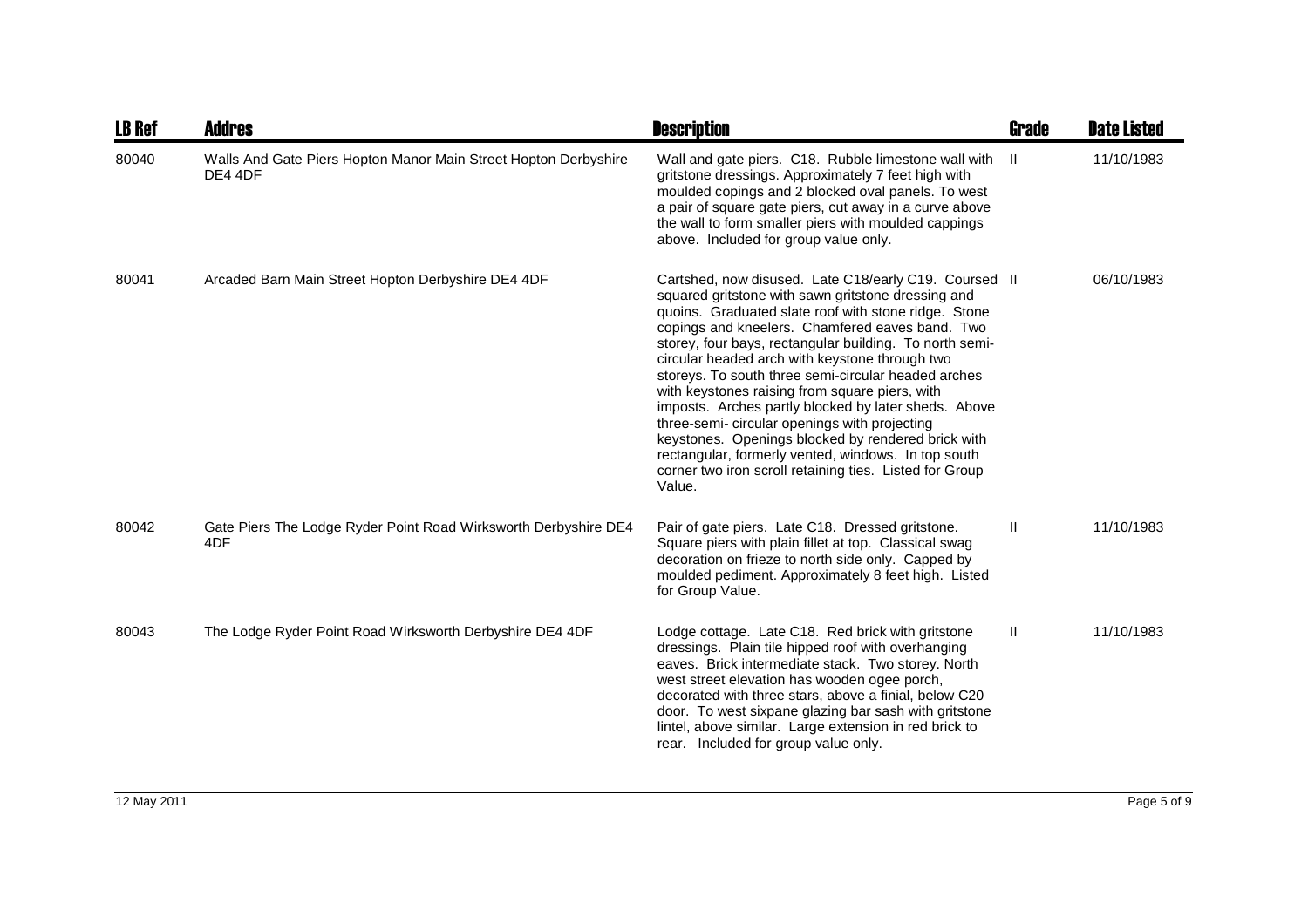| LB Ref | Addres | Description | Grade | Date Listed |
|---|---|---|---|---|
| 80040 | Walls And Gate Piers Hopton Manor Main Street Hopton Derbyshire DE4 4DF | Wall and gate piers. C18. Rubble limestone wall with gritstone dressings. Approximately 7 feet high with moulded copings and 2 blocked oval panels. To west a pair of square gate piers, cut away in a curve above the wall to form smaller piers with moulded cappings above. Included for group value only. | II | 11/10/1983 |
| 80041 | Arcaded Barn Main Street Hopton Derbyshire DE4 4DF | Cartshed, now disused. Late C18/early C19. Coursed squared gritstone with sawn gritstone dressing and quoins. Graduated slate roof with stone ridge. Stone copings and kneelers. Chamfered eaves band. Two storey, four bays, rectangular building. To north semi-circular headed arch with keystone through two storeys. To south three semi-circular headed arches with keystones raising from square piers, with imposts. Arches partly blocked by later sheds. Above three-semi- circular openings with projecting keystones. Openings blocked by rendered brick with rectangular, formerly vented, windows. In top south corner two iron scroll retaining ties. Listed for Group Value. | II | 06/10/1983 |
| 80042 | Gate Piers The Lodge Ryder Point Road Wirksworth Derbyshire DE4 4DF | Pair of gate piers. Late C18. Dressed gritstone. Square piers with plain fillet at top. Classical swag decoration on frieze to north side only. Capped by moulded pediment. Approximately 8 feet high. Listed for Group Value. | II | 11/10/1983 |
| 80043 | The Lodge Ryder Point Road Wirksworth Derbyshire DE4 4DF | Lodge cottage. Late C18. Red brick with gritstone dressings. Plain tile hipped roof with overhanging eaves. Brick intermediate stack. Two storey. North west street elevation has wooden ogee porch, decorated with three stars, above a finial, below C20 door. To west sixpane glazing bar sash with gritstone lintel, above similar. Large extension in red brick to rear. Included for group value only. | II | 11/10/1983 |

12 May 2011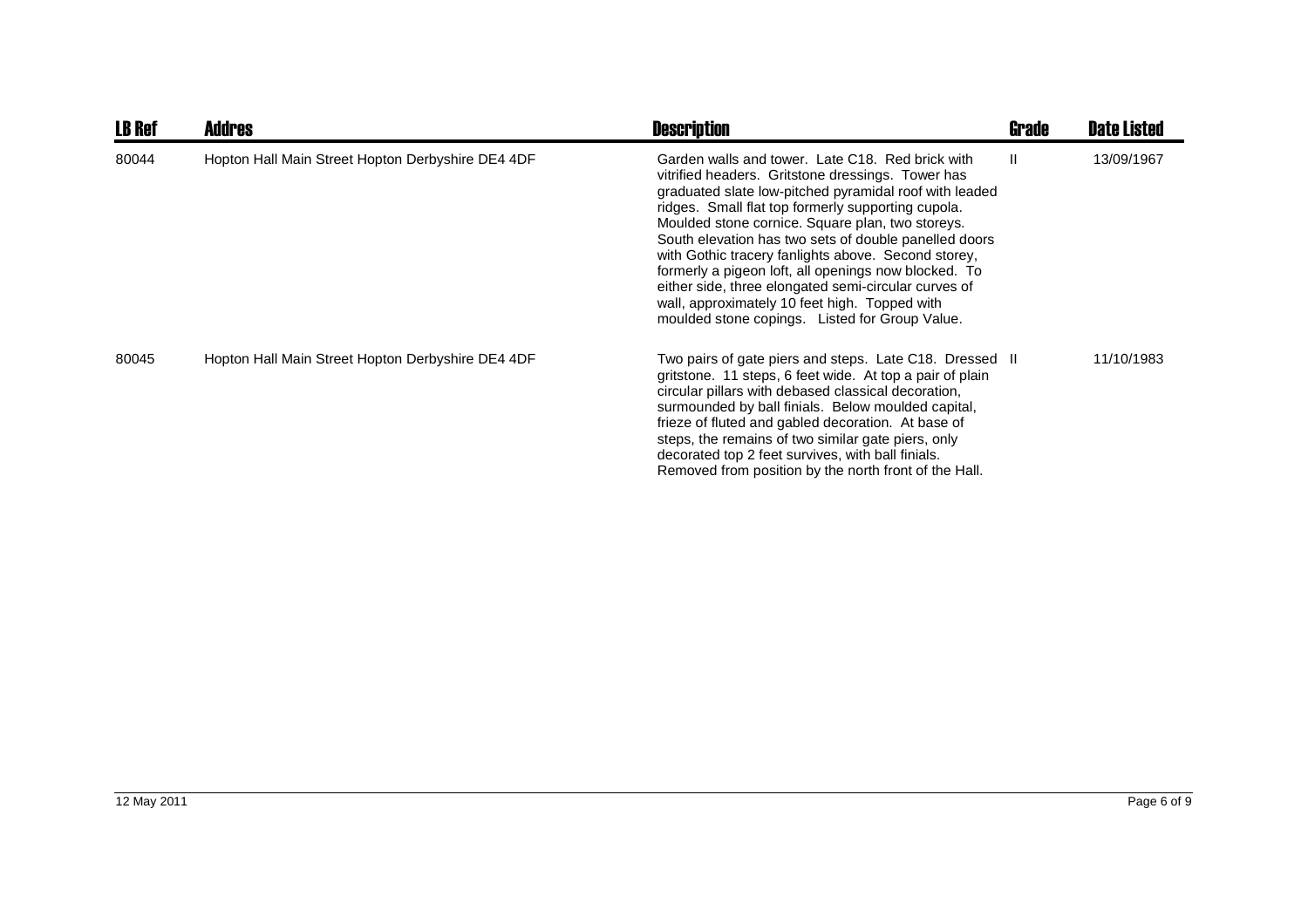| LB Ref | Addres | Description | Grade | Date Listed |
|---|---|---|---|---|
| 80044 | Hopton Hall Main Street Hopton Derbyshire DE4 4DF | Garden walls and tower. Late C18. Red brick with vitrified headers. Gritstone dressings. Tower has graduated slate low-pitched pyramidal roof with leaded ridges. Small flat top formerly supporting cupola. Moulded stone cornice. Square plan, two storeys. South elevation has two sets of double panelled doors with Gothic tracery fanlights above. Second storey, formerly a pigeon loft, all openings now blocked. To either side, three elongated semi-circular curves of wall, approximately 10 feet high. Topped with moulded stone copings. Listed for Group Value. | II | 13/09/1967 |
| 80045 | Hopton Hall Main Street Hopton Derbyshire DE4 4DF | Two pairs of gate piers and steps. Late C18. Dressed gritstone. 11 steps, 6 feet wide. At top a pair of plain circular pillars with debased classical decoration, surmounded by ball finials. Below moulded capital, frieze of fluted and gabled decoration. At base of steps, the remains of two similar gate piers, only decorated top 2 feet survives, with ball finials. Removed from position by the north front of the Hall. | II | 11/10/1983 |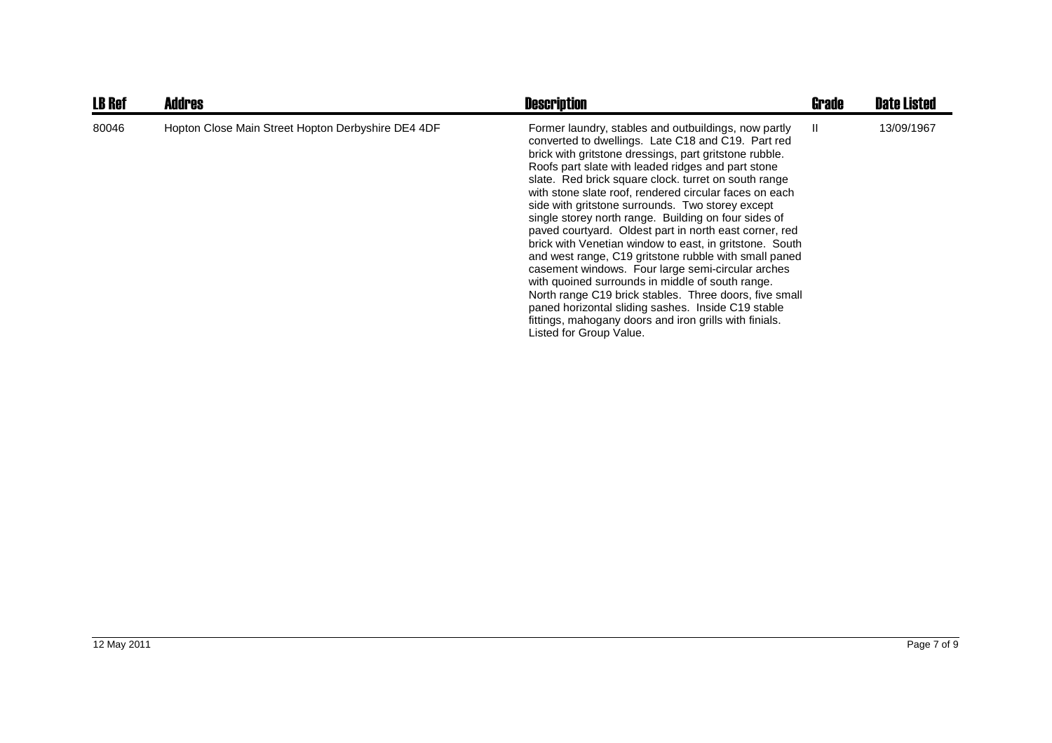| LB Ref | Addres | Description | Grade | Date Listed |
|---|---|---|---|---|
| 80046 | Hopton Close Main Street Hopton Derbyshire DE4 4DF | Former laundry, stables and outbuildings, now partly converted to dwellings. Late C18 and C19. Part red brick with gritstone dressings, part gritstone rubble. Roofs part slate with leaded ridges and part stone slate. Red brick square clock. turret on south range with stone slate roof, rendered circular faces on each side with gritstone surrounds. Two storey except single storey north range. Building on four sides of paved courtyard. Oldest part in north east corner, red brick with Venetian window to east, in gritstone. South and west range, C19 gritstone rubble with small paned casement windows. Four large semi-circular arches with quoined surrounds in middle of south range. North range C19 brick stables. Three doors, five small paned horizontal sliding sashes. Inside C19 stable fittings, mahogany doors and iron grills with finials. Listed for Group Value. | II | 13/09/1967 |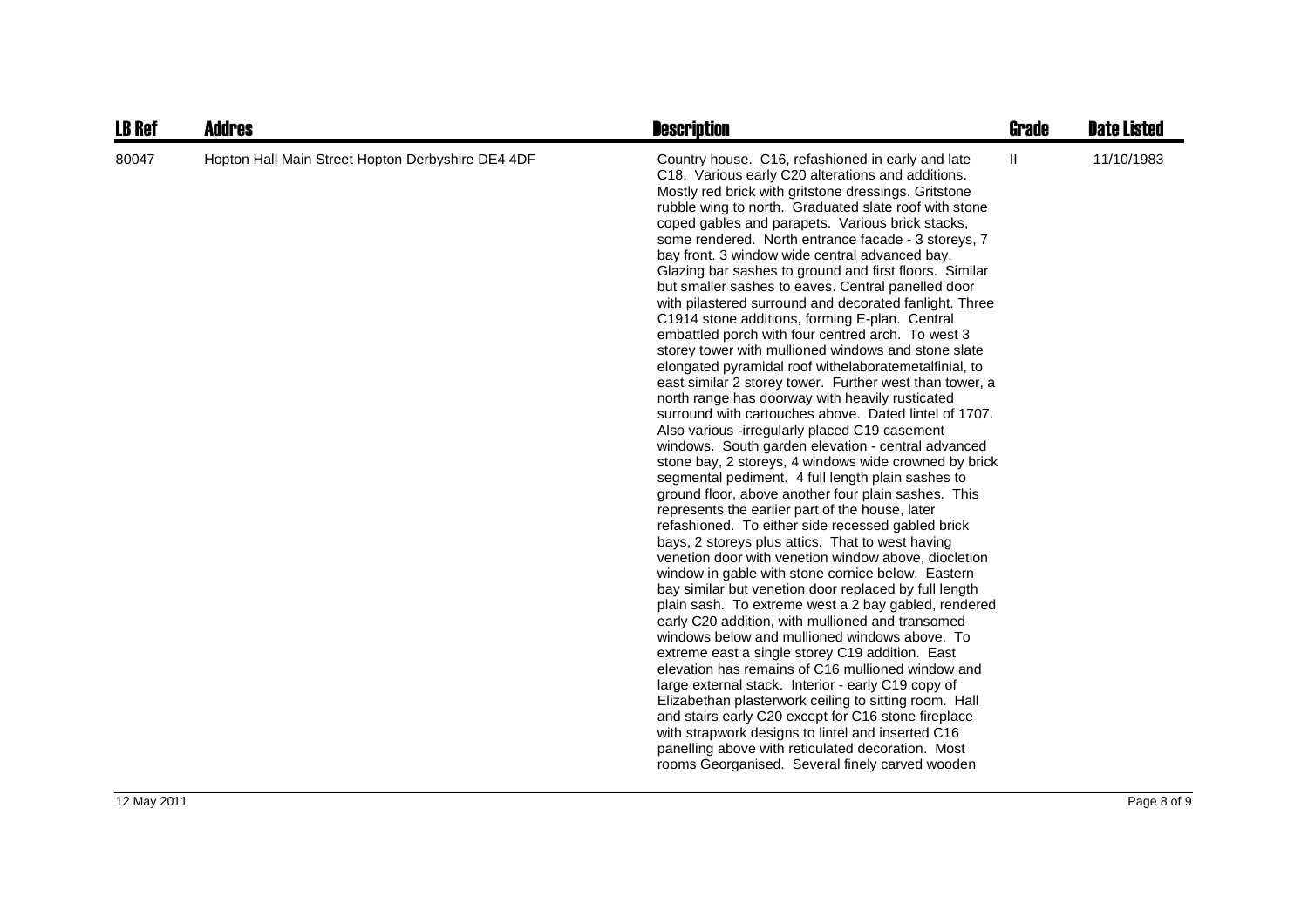| LB Ref | Addres | Description | Grade | Date Listed |
| --- | --- | --- | --- | --- |
| 80047 | Hopton Hall Main Street Hopton Derbyshire DE4 4DF | Country house. C16, refashioned in early and late C18. Various early C20 alterations and additions. Mostly red brick with gritstone dressings. Gritstone rubble wing to north. Graduated slate roof with stone coped gables and parapets. Various brick stacks, some rendered. North entrance facade - 3 storeys, 7 bay front. 3 window wide central advanced bay. Glazing bar sashes to ground and first floors. Similar but smaller sashes to eaves. Central panelled door with pilastered surround and decorated fanlight. Three C1914 stone additions, forming E-plan. Central embattled porch with four centred arch. To west 3 storey tower with mullioned windows and stone slate elongated pyramidal roof withelaboratemetalfinial, to east similar 2 storey tower. Further west than tower, a north range has doorway with heavily rusticated surround with cartouches above. Dated lintel of 1707. Also various -irregularly placed C19 casement windows. South garden elevation - central advanced stone bay, 2 storeys, 4 windows wide crowned by brick segmental pediment. 4 full length plain sashes to ground floor, above another four plain sashes. This represents the earlier part of the house, later refashioned. To either side recessed gabled brick bays, 2 storeys plus attics. That to west having venetion door with venetion window above, diocletion window in gable with stone cornice below. Eastern bay similar but venetion door replaced by full length plain sash. To extreme west a 2 bay gabled, rendered early C20 addition, with mullioned and transomed windows below and mullioned windows above. To extreme east a single storey C19 addition. East elevation has remains of C16 mullioned window and large external stack. Interior - early C19 copy of Elizabethan plasterwork ceiling to sitting room. Hall and stairs early C20 except for C16 stone fireplace with strapwork designs to lintel and inserted C16 panelling above with reticulated decoration. Most rooms Georganised. Several finely carved wooden | II | 11/10/1983 |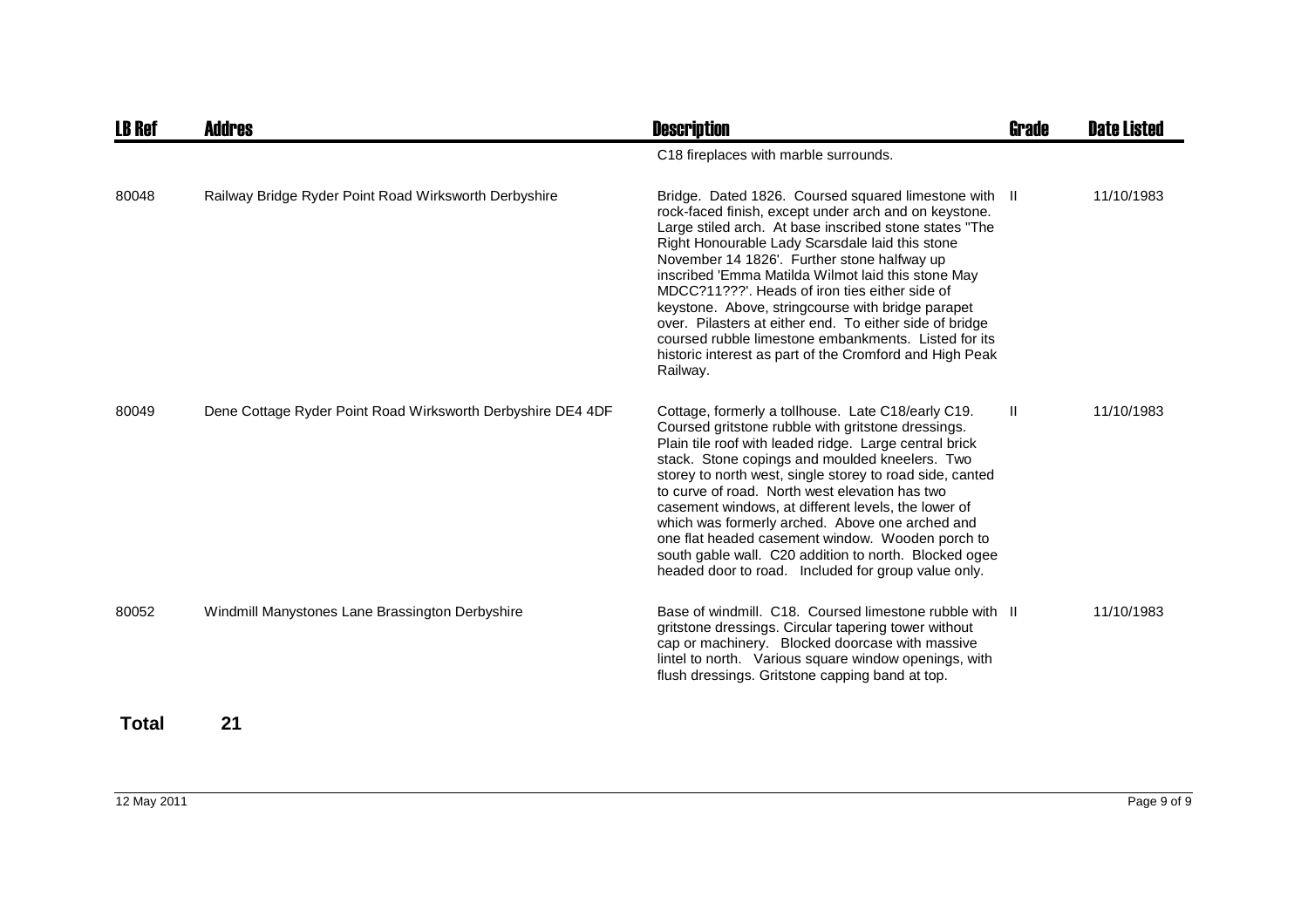| LB Ref | Addres | Description | Grade | Date Listed |
| --- | --- | --- | --- | --- |
| | | C18 fireplaces with marble surrounds. | | |
| 80048 | Railway Bridge Ryder Point Road Wirksworth Derbyshire | Bridge. Dated 1826. Coursed squared limestone with rock-faced finish, except under arch and on keystone. Large stiled arch. At base inscribed stone states "The Right Honourable Lady Scarsdale laid this stone November 14 1826'. Further stone halfway up inscribed 'Emma Matilda Wilmot laid this stone May MDCC?11???'. Heads of iron ties either side of keystone. Above, stringcourse with bridge parapet over. Pilasters at either end. To either side of bridge coursed rubble limestone embankments. Listed for its historic interest as part of the Cromford and High Peak Railway. | II | 11/10/1983 |
| 80049 | Dene Cottage Ryder Point Road Wirksworth Derbyshire DE4 4DF | Cottage, formerly a tollhouse. Late C18/early C19. Coursed gritstone rubble with gritstone dressings. Plain tile roof with leaded ridge. Large central brick stack. Stone copings and moulded kneelers. Two storey to north west, single storey to road side, canted to curve of road. North west elevation has two casement windows, at different levels, the lower of which was formerly arched. Above one arched and one flat headed casement window. Wooden porch to south gable wall. C20 addition to north. Blocked ogee headed door to road. Included for group value only. | II | 11/10/1983 |
| 80052 | Windmill Manystones Lane Brassington Derbyshire | Base of windmill. C18. Coursed limestone rubble with gritstone dressings. Circular tapering tower without cap or machinery. Blocked doorcase with massive lintel to north. Various square window openings, with flush dressings. Gritstone capping band at top. | II | 11/10/1983 |

**Total** **21**

12 May 2011